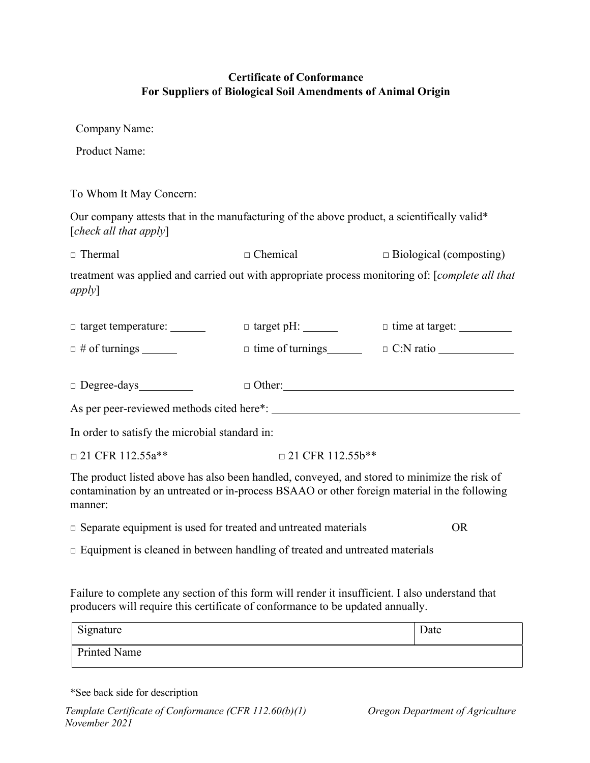**Certificate of Conformance**
**For Suppliers of Biological Soil Amendments of Animal Origin**

Company Name:

Product Name:

To Whom It May Concern:

Our company attests that in the manufacturing of the above product, a scientifically valid* [*check all that apply*]

□ Thermal □ Chemical □ Biological (composting)

treatment was applied and carried out with appropriate process monitoring of: [*complete all that apply*]

□ target temperature: ______ □ target pH: ______ □ time at target: _________

□ # of turnings ______ □ time of turnings______ □ C:N ratio _____________

□ Degree-days_________ □ Other:________________________________________

As per peer-reviewed methods cited here*: ____________________________________________

In order to satisfy the microbial standard in:

□ 21 CFR 112.55a** □ 21 CFR 112.55b**

The product listed above has also been handled, conveyed, and stored to minimize the risk of contamination by an untreated or in-process BSAAO or other foreign material in the following manner:

□ Separate equipment is used for treated and untreated materials OR

□ Equipment is cleaned in between handling of treated and untreated materials

Failure to complete any section of this form will render it insufficient. I also understand that producers will require this certificate of conformance to be updated annually.

| Signature | Date |
| --- | --- |
| Printed Name | |

*See back side for description

*Template Certificate of Conformance (CFR 112.60(b)(1)* *Oregon Department of Agriculture*
*November 2021*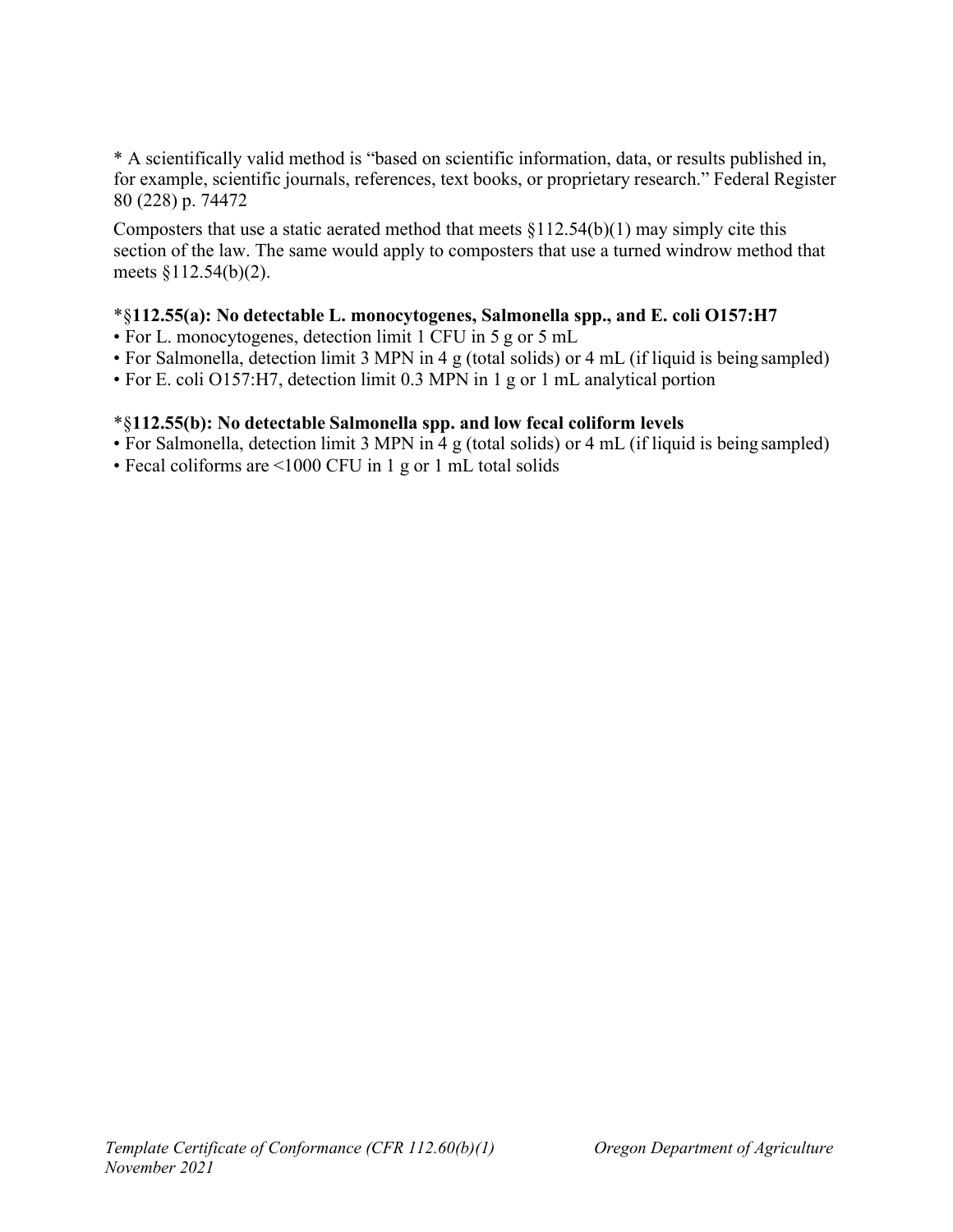* A scientifically valid method is "based on scientific information, data, or results published in, for example, scientific journals, references, text books, or proprietary research." Federal Register 80 (228) p. 74472

Composters that use a static aerated method that meets §112.54(b)(1) may simply cite this section of the law. The same would apply to composters that use a turned windrow method that meets §112.54(b)(2).

*§**112.55(a): No detectable L. monocytogenes, Salmonella spp., and E. coli O157:H7**

- For L. monocytogenes, detection limit 1 CFU in 5 g or 5 mL
- For Salmonella, detection limit 3 MPN in 4 g (total solids) or 4 mL (if liquid is being sampled)
- For E. coli O157:H7, detection limit 0.3 MPN in 1 g or 1 mL analytical portion

*§**112.55(b): No detectable Salmonella spp. and low fecal coliform levels**

- For Salmonella, detection limit 3 MPN in 4 g (total solids) or 4 mL (if liquid is being sampled)
- Fecal coliforms are <1000 CFU in 1 g or 1 mL total solids